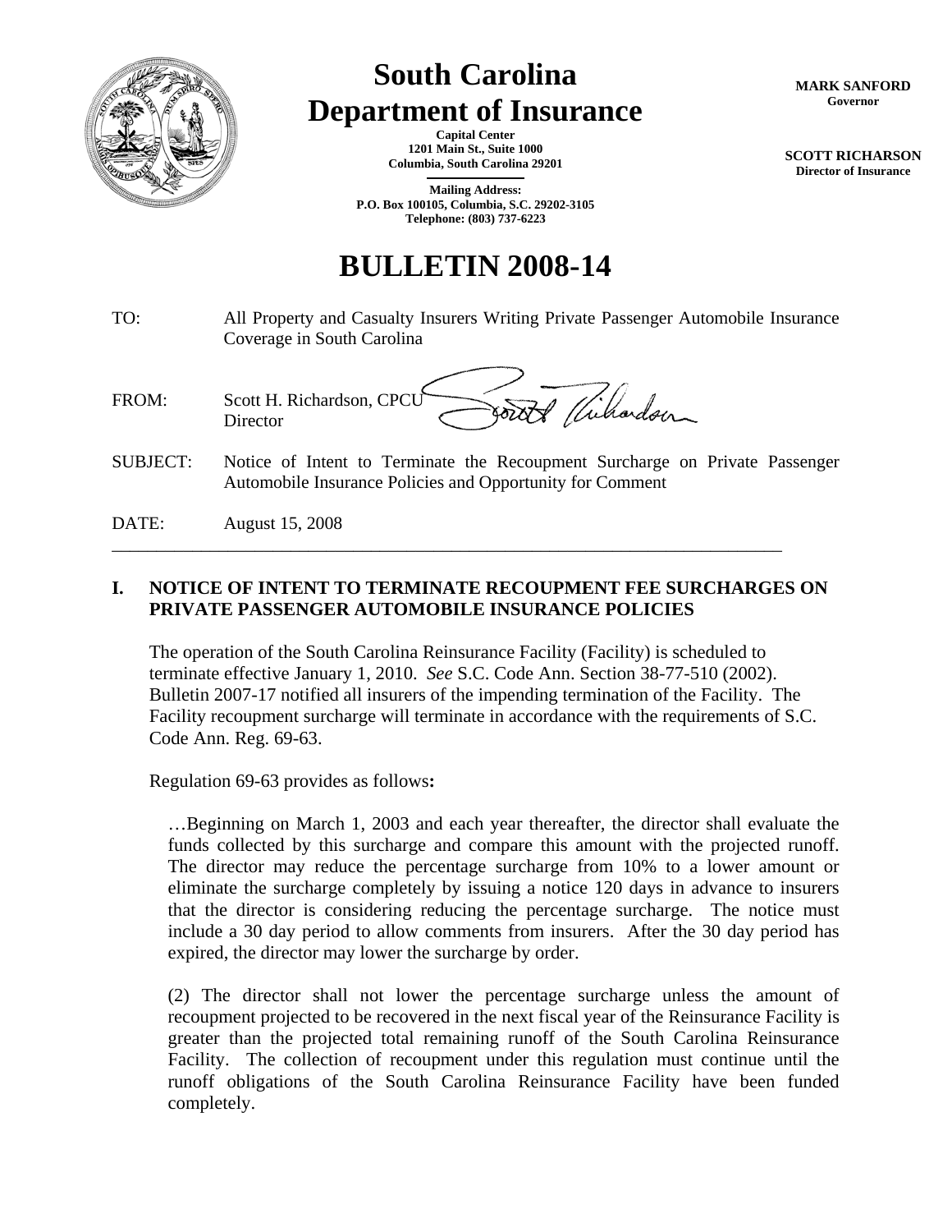# South Carolina Department of Insurance

**Capital Center**
**1201 Main St., Suite 1000**
**Columbia, South Carolina 29201**

**Mailing Address:**
**P.O. Box 100105, Columbia, S.C. 29202-3105**
**Telephone: (803) 737-6223**

**MARK SANFORD**
**Governor**

**SCOTT RICHARSON**
**Director of Insurance**

# BULLETIN 2008-14

TO: All Property and Casualty Insurers Writing Private Passenger Automobile Insurance Coverage in South Carolina

FROM: Scott H. Richardson, CPCU
Director

SUBJECT: Notice of Intent to Terminate the Recoupment Surcharge on Private Passenger Automobile Insurance Policies and Opportunity for Comment

DATE: August 15, 2008

---

## I. NOTICE OF INTENT TO TERMINATE RECOUPMENT FEE SURCHARGES ON PRIVATE PASSENGER AUTOMOBILE INSURANCE POLICIES

The operation of the South Carolina Reinsurance Facility (Facility) is scheduled to terminate effective January 1, 2010. *See* S.C. Code Ann. Section 38-77-510 (2002). Bulletin 2007-17 notified all insurers of the impending termination of the Facility. The Facility recoupment surcharge will terminate in accordance with the requirements of S.C. Code Ann. Reg. 69-63.

Regulation 69-63 provides as follows**:**

> …Beginning on March 1, 2003 and each year thereafter, the director shall evaluate the funds collected by this surcharge and compare this amount with the projected runoff. The director may reduce the percentage surcharge from 10% to a lower amount or eliminate the surcharge completely by issuing a notice 120 days in advance to insurers that the director is considering reducing the percentage surcharge. The notice must include a 30 day period to allow comments from insurers. After the 30 day period has expired, the director may lower the surcharge by order.
>
> (2) The director shall not lower the percentage surcharge unless the amount of recoupment projected to be recovered in the next fiscal year of the Reinsurance Facility is greater than the projected total remaining runoff of the South Carolina Reinsurance Facility. The collection of recoupment under this regulation must continue until the runoff obligations of the South Carolina Reinsurance Facility have been funded completely.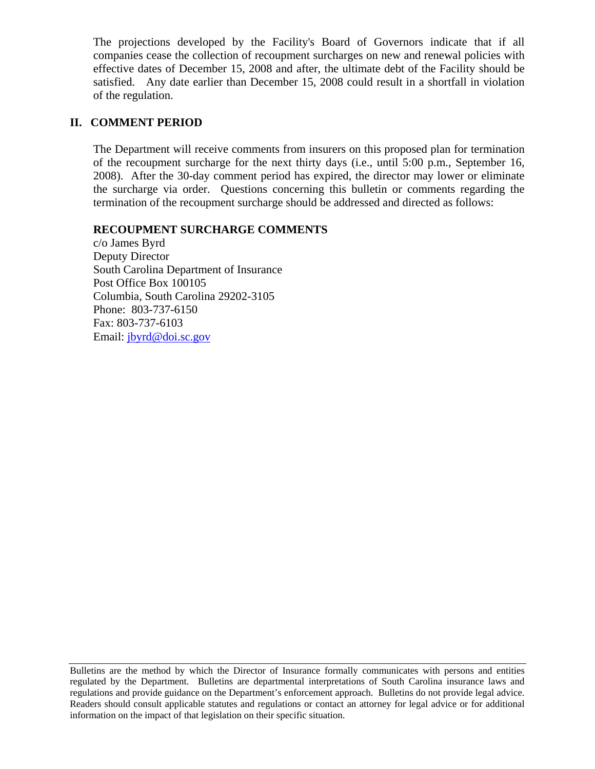The projections developed by the Facility's Board of Governors indicate that if all companies cease the collection of recoupment surcharges on new and renewal policies with effective dates of December 15, 2008 and after, the ultimate debt of the Facility should be satisfied. Any date earlier than December 15, 2008 could result in a shortfall in violation of the regulation.

## II. COMMENT PERIOD

The Department will receive comments from insurers on this proposed plan for termination of the recoupment surcharge for the next thirty days (i.e., until 5:00 p.m., September 16, 2008). After the 30-day comment period has expired, the director may lower or eliminate the surcharge via order. Questions concerning this bulletin or comments regarding the termination of the recoupment surcharge should be addressed and directed as follows:

**RECOUPMENT SURCHARGE COMMENTS**
c/o James Byrd
Deputy Director
South Carolina Department of Insurance
Post Office Box 100105
Columbia, South Carolina 29202-3105
Phone: 803-737-6150
Fax: 803-737-6103
Email: jbyrd@doi.sc.gov

---

Bulletins are the method by which the Director of Insurance formally communicates with persons and entities regulated by the Department. Bulletins are departmental interpretations of South Carolina insurance laws and regulations and provide guidance on the Department's enforcement approach. Bulletins do not provide legal advice. Readers should consult applicable statutes and regulations or contact an attorney for legal advice or for additional information on the impact of that legislation on their specific situation.